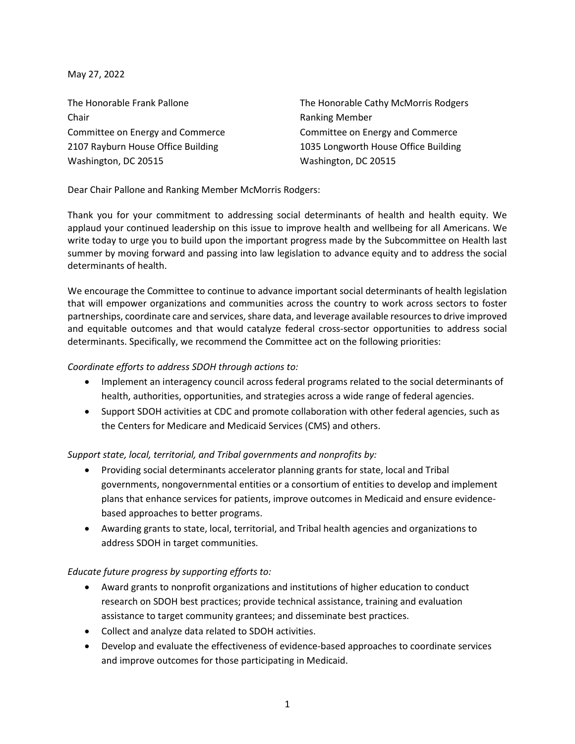May 27, 2022

The Honorable Frank Pallone
Chair
Committee on Energy and Commerce
2107 Rayburn House Office Building
Washington, DC 20515

The Honorable Cathy McMorris Rodgers
Ranking Member
Committee on Energy and Commerce
1035 Longworth House Office Building
Washington, DC 20515

Dear Chair Pallone and Ranking Member McMorris Rodgers:

Thank you for your commitment to addressing social determinants of health and health equity. We applaud your continued leadership on this issue to improve health and wellbeing for all Americans. We write today to urge you to build upon the important progress made by the Subcommittee on Health last summer by moving forward and passing into law legislation to advance equity and to address the social determinants of health.

We encourage the Committee to continue to advance important social determinants of health legislation that will empower organizations and communities across the country to work across sectors to foster partnerships, coordinate care and services, share data, and leverage available resources to drive improved and equitable outcomes and that would catalyze federal cross-sector opportunities to address social determinants. Specifically, we recommend the Committee act on the following priorities:

*Coordinate efforts to address SDOH through actions to:*

- Implement an interagency council across federal programs related to the social determinants of health, authorities, opportunities, and strategies across a wide range of federal agencies.
- Support SDOH activities at CDC and promote collaboration with other federal agencies, such as the Centers for Medicare and Medicaid Services (CMS) and others.

*Support state, local, territorial, and Tribal governments and nonprofits by:*

- Providing social determinants accelerator planning grants for state, local and Tribal governments, nongovernmental entities or a consortium of entities to develop and implement plans that enhance services for patients, improve outcomes in Medicaid and ensure evidence-based approaches to better programs.
- Awarding grants to state, local, territorial, and Tribal health agencies and organizations to address SDOH in target communities.

*Educate future progress by supporting efforts to:*

- Award grants to nonprofit organizations and institutions of higher education to conduct research on SDOH best practices; provide technical assistance, training and evaluation assistance to target community grantees; and disseminate best practices.
- Collect and analyze data related to SDOH activities.
- Develop and evaluate the effectiveness of evidence-based approaches to coordinate services and improve outcomes for those participating in Medicaid.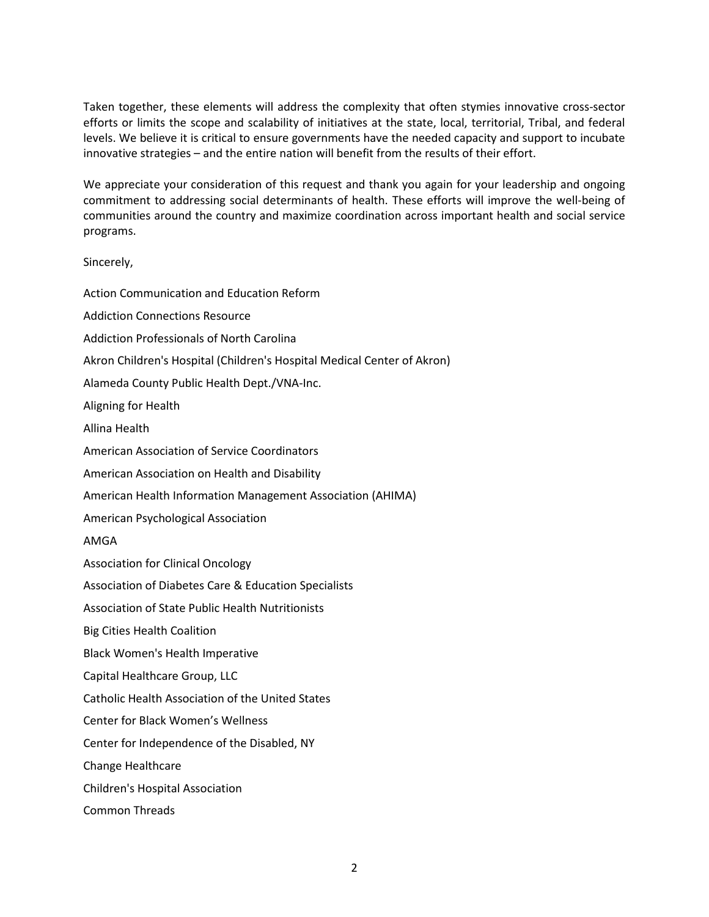Taken together, these elements will address the complexity that often stymies innovative cross-sector efforts or limits the scope and scalability of initiatives at the state, local, territorial, Tribal, and federal levels. We believe it is critical to ensure governments have the needed capacity and support to incubate innovative strategies – and the entire nation will benefit from the results of their effort.

We appreciate your consideration of this request and thank you again for your leadership and ongoing commitment to addressing social determinants of health. These efforts will improve the well-being of communities around the country and maximize coordination across important health and social service programs.

Sincerely,

Action Communication and Education Reform

Addiction Connections Resource

Addiction Professionals of North Carolina

Akron Children's Hospital (Children's Hospital Medical Center of Akron)

Alameda County Public Health Dept./VNA-Inc.

Aligning for Health

Allina Health

American Association of Service Coordinators

American Association on Health and Disability

American Health Information Management Association (AHIMA)

American Psychological Association

AMGA

Association for Clinical Oncology

Association of Diabetes Care & Education Specialists

Association of State Public Health Nutritionists

Big Cities Health Coalition

Black Women's Health Imperative

Capital Healthcare Group, LLC

Catholic Health Association of the United States

Center for Black Women's Wellness

Center for Independence of the Disabled, NY

Change Healthcare

Children's Hospital Association

Common Threads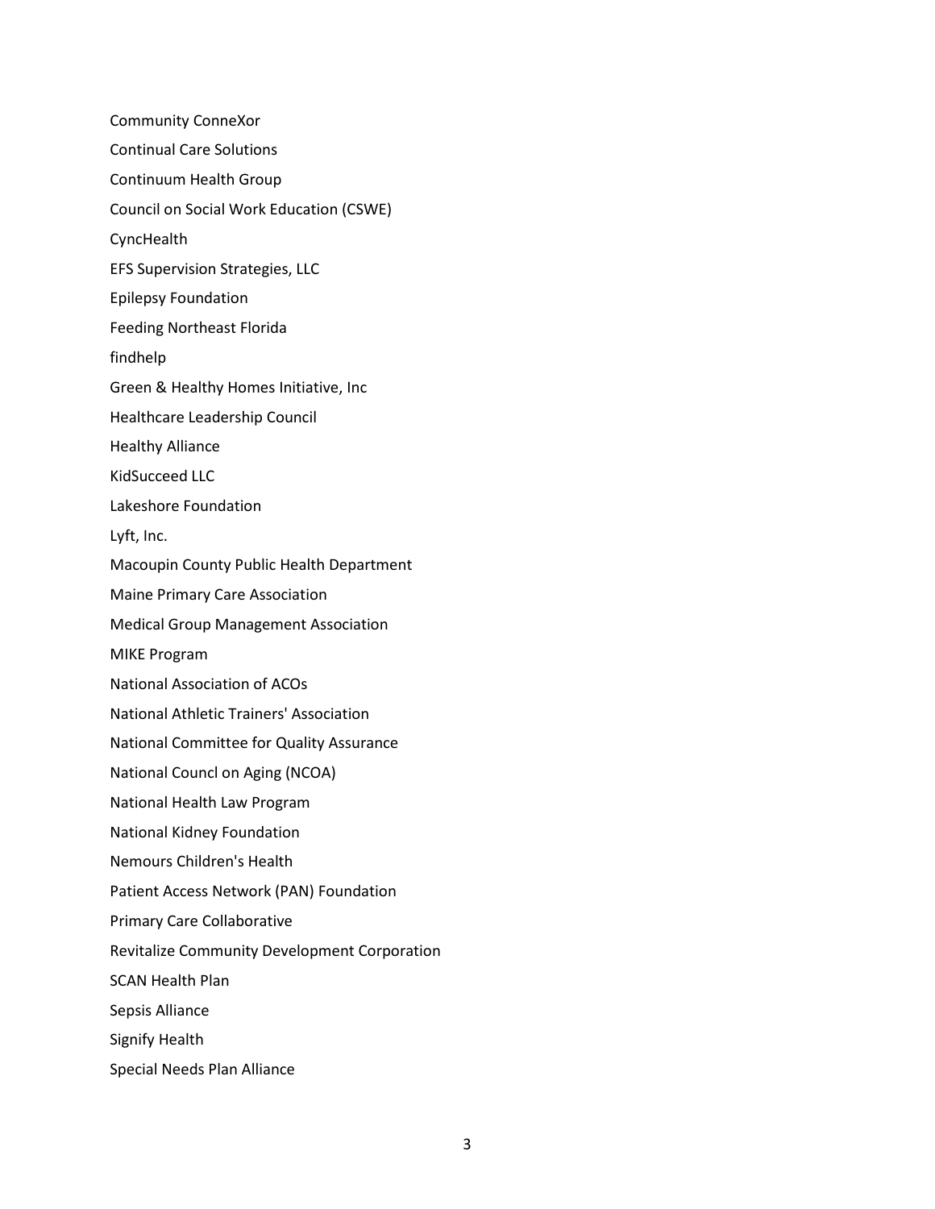Community ConneXor

Continual Care Solutions

Continuum Health Group

Council on Social Work Education (CSWE)

CyncHealth

EFS Supervision Strategies, LLC

Epilepsy Foundation

Feeding Northeast Florida

findhelp

Green & Healthy Homes Initiative, Inc

Healthcare Leadership Council

Healthy Alliance

KidSucceed LLC

Lakeshore Foundation

Lyft, Inc.

Macoupin County Public Health Department

Maine Primary Care Association

Medical Group Management Association

MIKE Program

National Association of ACOs

National Athletic Trainers' Association

National Committee for Quality Assurance

National Councl on Aging (NCOA)

National Health Law Program

National Kidney Foundation

Nemours Children's Health

Patient Access Network (PAN) Foundation

Primary Care Collaborative

Revitalize Community Development Corporation

SCAN Health Plan

Sepsis Alliance

Signify Health

Special Needs Plan Alliance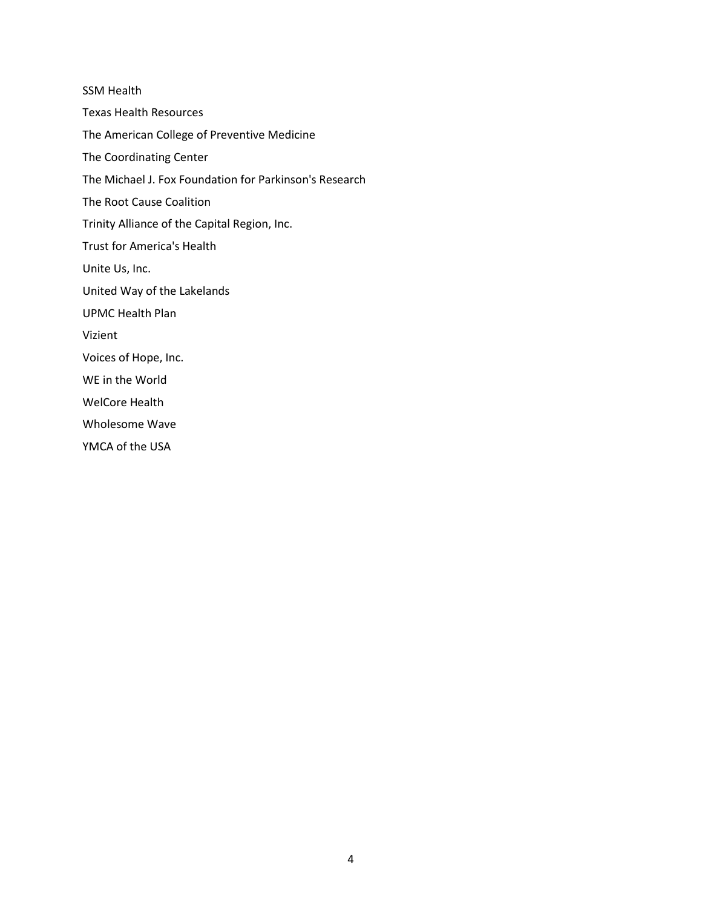SSM Health

Texas Health Resources

The American College of Preventive Medicine

The Coordinating Center

The Michael J. Fox Foundation for Parkinson's Research

The Root Cause Coalition

Trinity Alliance of the Capital Region, Inc.

Trust for America's Health

Unite Us, Inc.

United Way of the Lakelands

UPMC Health Plan

Vizient

Voices of Hope, Inc.

WE in the World

WelCore Health

Wholesome Wave

YMCA of the USA